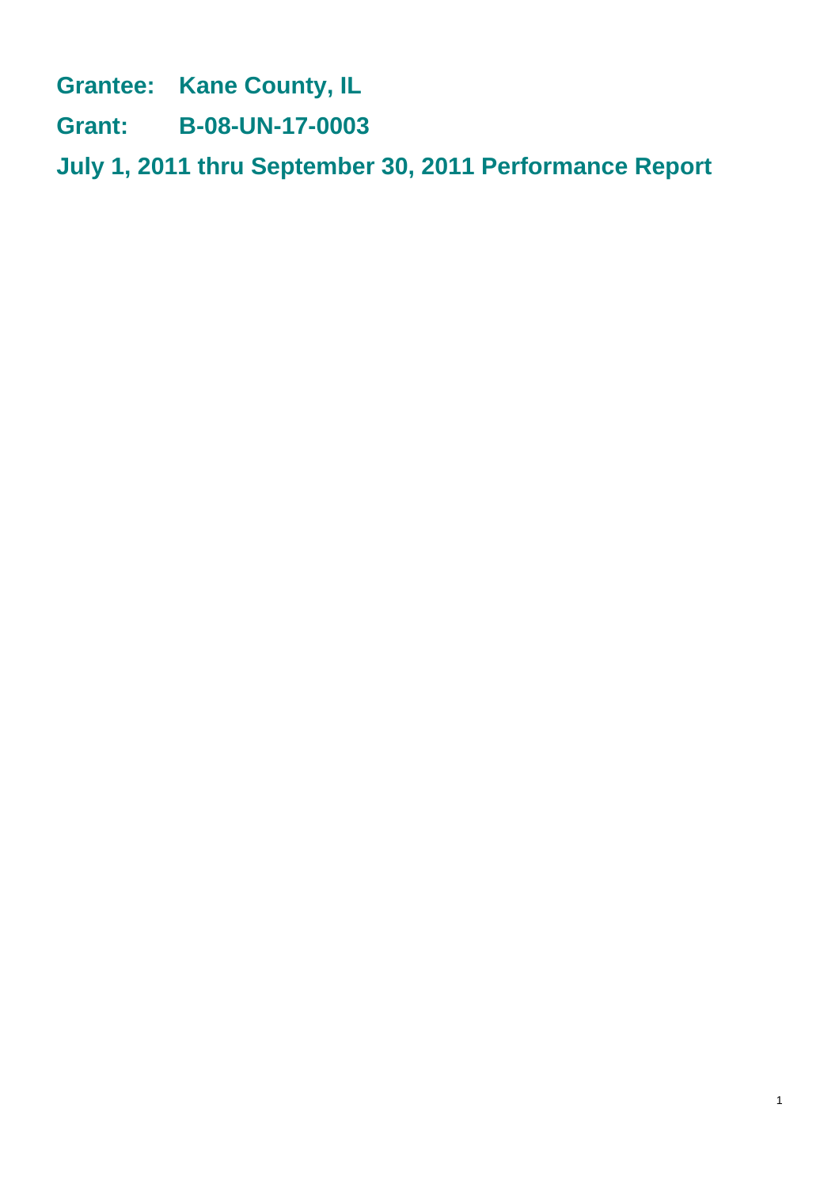**Grantee: Kane County, IL**

**Grant: B-08-UN-17-0003**

# July 1, 2011 thru September 30, 2011 Performance Report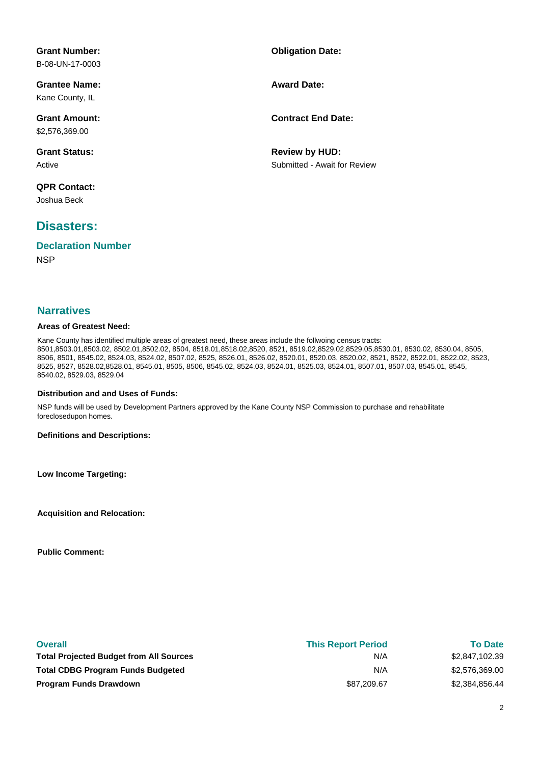**Grant Number:**
B-08-UN-17-0003

**Obligation Date:**

**Grantee Name:**
Kane County, IL

**Award Date:**

**Grant Amount:**
$2,576,369.00

**Contract End Date:**

**Grant Status:**
Active

**Review by HUD:**
Submitted - Await for Review

**QPR Contact:**
Joshua Beck

## Disasters:

### Declaration Number

NSP

## Narratives

**Areas of Greatest Need:**

Kane County has identified multiple areas of greatest need, these areas include the follwoing census tracts: 8501,8503.01,8503.02, 8502.01,8502.02, 8504, 8518.01,8518.02,8520, 8521, 8519.02,8529.02,8529.05,8530.01, 8530.02, 8530.04, 8505, 8506, 8501, 8545.02, 8524.03, 8524.02, 8507.02, 8525, 8526.01, 8526.02, 8520.01, 8520.03, 8520.02, 8521, 8522, 8522.01, 8522.02, 8523, 8525, 8527, 8528.02,8528.01, 8545.01, 8505, 8506, 8545.02, 8524.03, 8524.01, 8525.03, 8524.01, 8507.01, 8507.03, 8545.01, 8545, 8540.02, 8529.03, 8529.04

**Distribution and and Uses of Funds:**

NSP funds will be used by Development Partners approved by the Kane County NSP Commission to purchase and rehabilitate foreclosedupon homes.

**Definitions and Descriptions:**

**Low Income Targeting:**

**Acquisition and Relocation:**

**Public Comment:**

| Overall | This Report Period | To Date |
|---|---|---|
| **Total Projected Budget from All Sources** | N/A | $2,847,102.39 |
| **Total CDBG Program Funds Budgeted** | N/A | $2,576,369.00 |
| **Program Funds Drawdown** | $87,209.67 | $2,384,856.44 |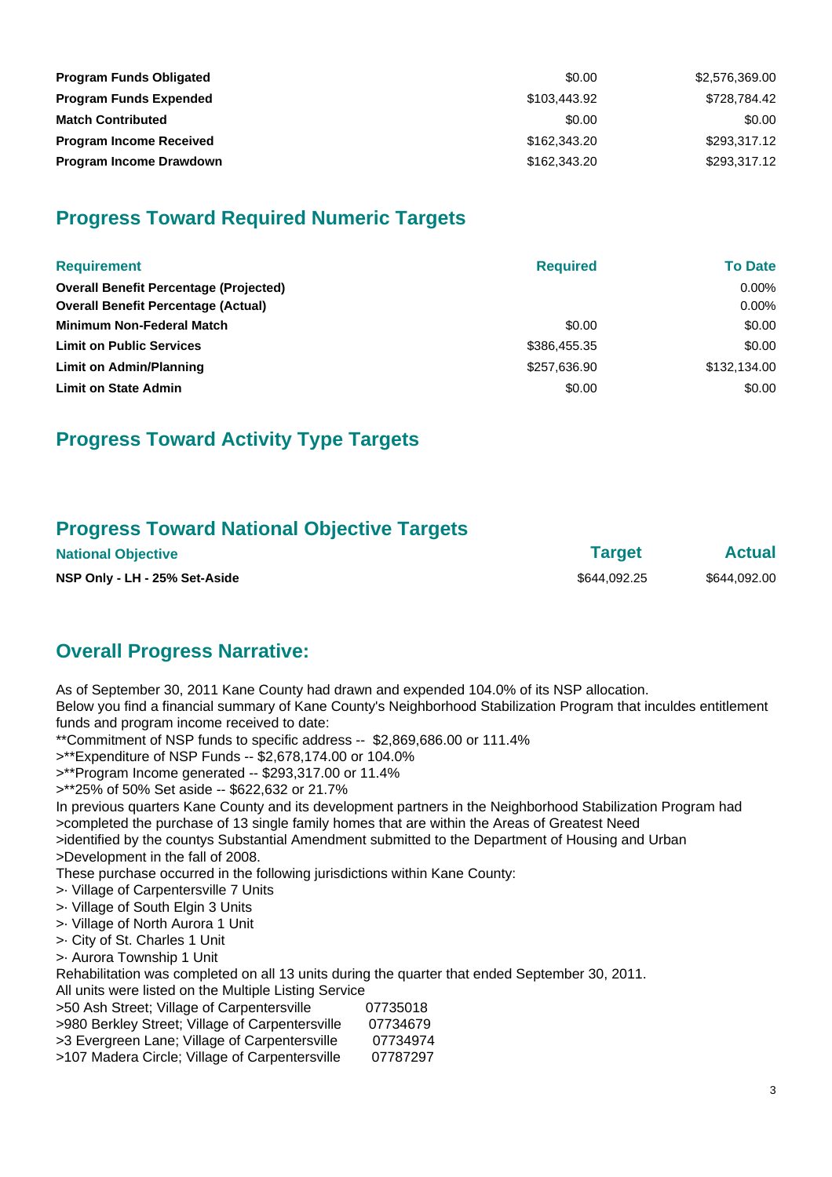| | | |
|---|---|---|
| **Program Funds Obligated** | $0.00 | $2,576,369.00 |
| **Program Funds Expended** | $103,443.92 | $728,784.42 |
| **Match Contributed** | $0.00 | $0.00 |
| **Program Income Received** | $162,343.20 | $293,317.12 |
| **Program Income Drawdown** | $162,343.20 | $293,317.12 |

## Progress Toward Required Numeric Targets

| Requirement | Required | To Date |
|---|---|---|
| **Overall Benefit Percentage (Projected)** | | 0.00% |
| **Overall Benefit Percentage (Actual)** | | 0.00% |
| **Minimum Non-Federal Match** | $0.00 | $0.00 |
| **Limit on Public Services** | $386,455.35 | $0.00 |
| **Limit on Admin/Planning** | $257,636.90 | $132,134.00 |
| **Limit on State Admin** | $0.00 | $0.00 |

## Progress Toward Activity Type Targets

## Progress Toward National Objective Targets

| National Objective | Target | Actual |
|---|---|---|
| **NSP Only - LH - 25% Set-Aside** | $644,092.25 | $644,092.00 |

## Overall Progress Narrative:

As of September 30, 2011 Kane County had drawn and expended 104.0% of its NSP allocation.
Below you find a financial summary of Kane County's Neighborhood Stabilization Program that inculdes entitlement funds and program income received to date:
**Commitment of NSP funds to specific address -- $2,869,686.00 or 111.4%
>**Expenditure of NSP Funds -- $2,678,174.00 or 104.0%
>**Program Income generated -- $293,317.00 or 11.4%
>**25% of 50% Set aside -- $622,632 or 21.7%
In previous quarters Kane County and its development partners in the Neighborhood Stabilization Program had
>completed the purchase of 13 single family homes that are within the Areas of Greatest Need
>identified by the countys Substantial Amendment submitted to the Department of Housing and Urban
>Development in the fall of 2008.
These purchase occurred in the following jurisdictions within Kane County:
>· Village of Carpentersville 7 Units
>· Village of South Elgin 3 Units
>· Village of North Aurora 1 Unit
>· City of St. Charles 1 Unit
>· Aurora Township 1 Unit
Rehabilitation was completed on all 13 units during the quarter that ended September 30, 2011.
All units were listed on the Multiple Listing Service
>50 Ash Street; Village of Carpentersville 07735018
>980 Berkley Street; Village of Carpentersville 07734679
>3 Evergreen Lane; Village of Carpentersville 07734974
>107 Madera Circle; Village of Carpentersville 07787297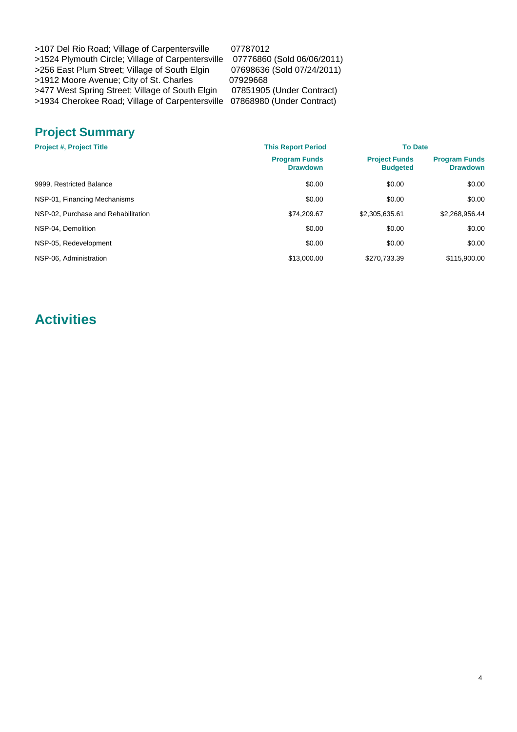>107 Del Rio Road; Village of Carpentersville 07787012
>1524 Plymouth Circle; Village of Carpentersville 07776860 (Sold 06/06/2011)
>256 East Plum Street; Village of South Elgin 07698636 (Sold 07/24/2011)
>1912 Moore Avenue; City of St. Charles 07929668
>477 West Spring Street; Village of South Elgin 07851905 (Under Contract)
>1934 Cherokee Road; Village of Carpentersville 07868980 (Under Contract)

## Project Summary

| Project #, Project Title | This Report Period | To Date | |
|---|---|---|---|
| | Program Funds Drawdown | Project Funds Budgeted | Program Funds Drawdown |
| 9999, Restricted Balance | $0.00 | $0.00 | $0.00 |
| NSP-01, Financing Mechanisms | $0.00 | $0.00 | $0.00 |
| NSP-02, Purchase and Rehabilitation | $74,209.67 | $2,305,635.61 | $2,268,956.44 |
| NSP-04, Demolition | $0.00 | $0.00 | $0.00 |
| NSP-05, Redevelopment | $0.00 | $0.00 | $0.00 |
| NSP-06, Administration | $13,000.00 | $270,733.39 | $115,900.00 |

# Activities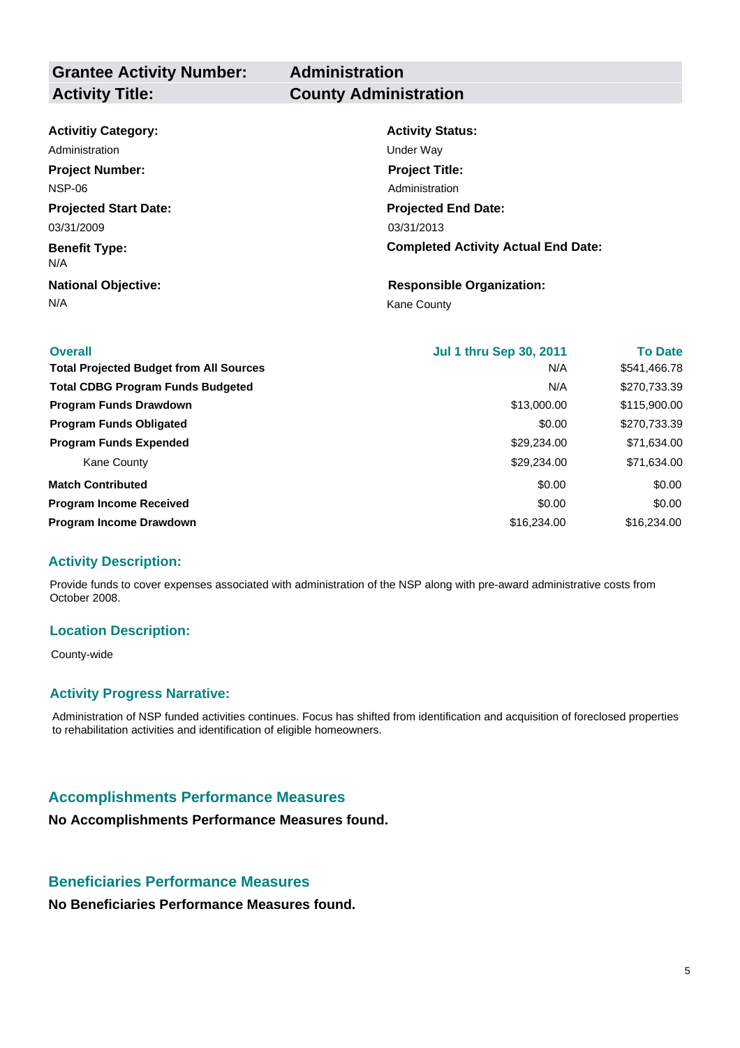| **Grantee Activity Number:** | **Administration** |
|---|---|
| **Activity Title:** | **County Administration** |

**Activitiy Category:**
Administration

**Activity Status:**
Under Way

**Project Number:**
NSP-06

**Project Title:**
Administration

**Projected Start Date:**
03/31/2009

**Projected End Date:**
03/31/2013

**Benefit Type:**
N/A

**Completed Activity Actual End Date:**

**National Objective:**
N/A

**Responsible Organization:**
Kane County

| **Overall** | **Jul 1 thru Sep 30, 2011** | **To Date** |
|---|---|---|
| **Total Projected Budget from All Sources** | N/A | $541,466.78 |
| **Total CDBG Program Funds Budgeted** | N/A | $270,733.39 |
| **Program Funds Drawdown** | $13,000.00 | $115,900.00 |
| **Program Funds Obligated** | $0.00 | $270,733.39 |
| **Program Funds Expended** | $29,234.00 | $71,634.00 |
| Kane County | $29,234.00 | $71,634.00 |
| **Match Contributed** | $0.00 | $0.00 |
| **Program Income Received** | $0.00 | $0.00 |
| **Program Income Drawdown** | $16,234.00 | $16,234.00 |

## Activity Description:

Provide funds to cover expenses associated with administration of the NSP along with pre-award administrative costs from October 2008.

## Location Description:

County-wide

## Activity Progress Narrative:

Administration of NSP funded activities continues. Focus has shifted from identification and acquisition of foreclosed properties to rehabilitation activities and identification of eligible homeowners.

## Accomplishments Performance Measures

**No Accomplishments Performance Measures found.**

## Beneficiaries Performance Measures

**No Beneficiaries Performance Measures found.**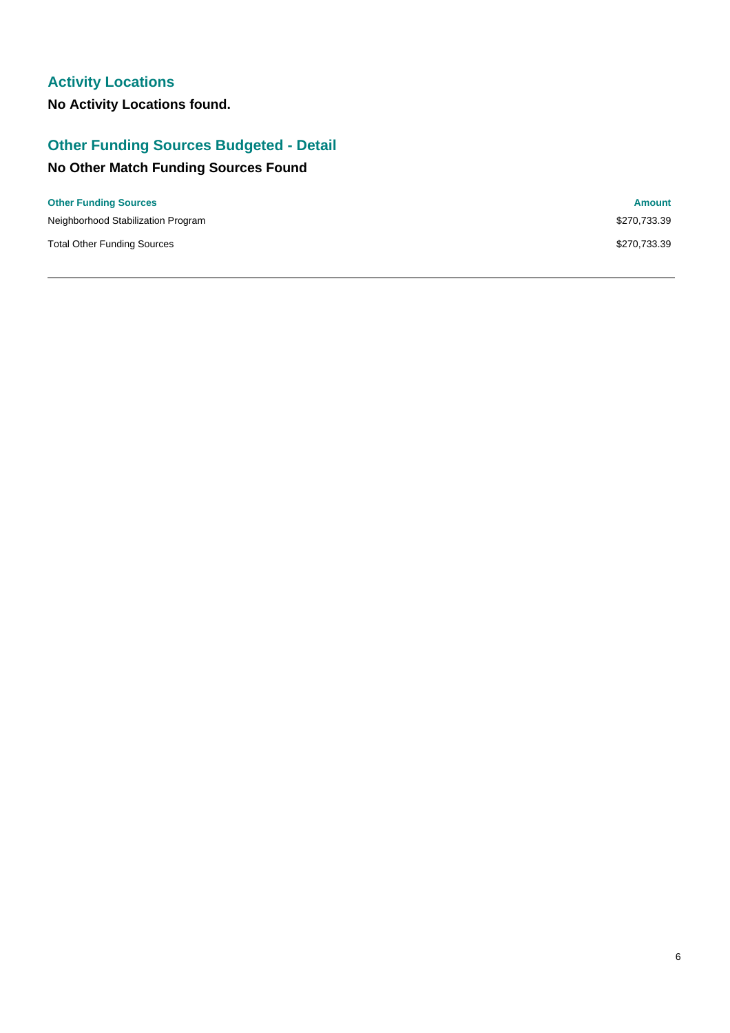## Activity Locations

**No Activity Locations found.**

## Other Funding Sources Budgeted - Detail

**No Other Match Funding Sources Found**

| Other Funding Sources | Amount |
| --- | --- |
| Neighborhood Stabilization Program | $270,733.39 |
| Total Other Funding Sources | $270,733.39 |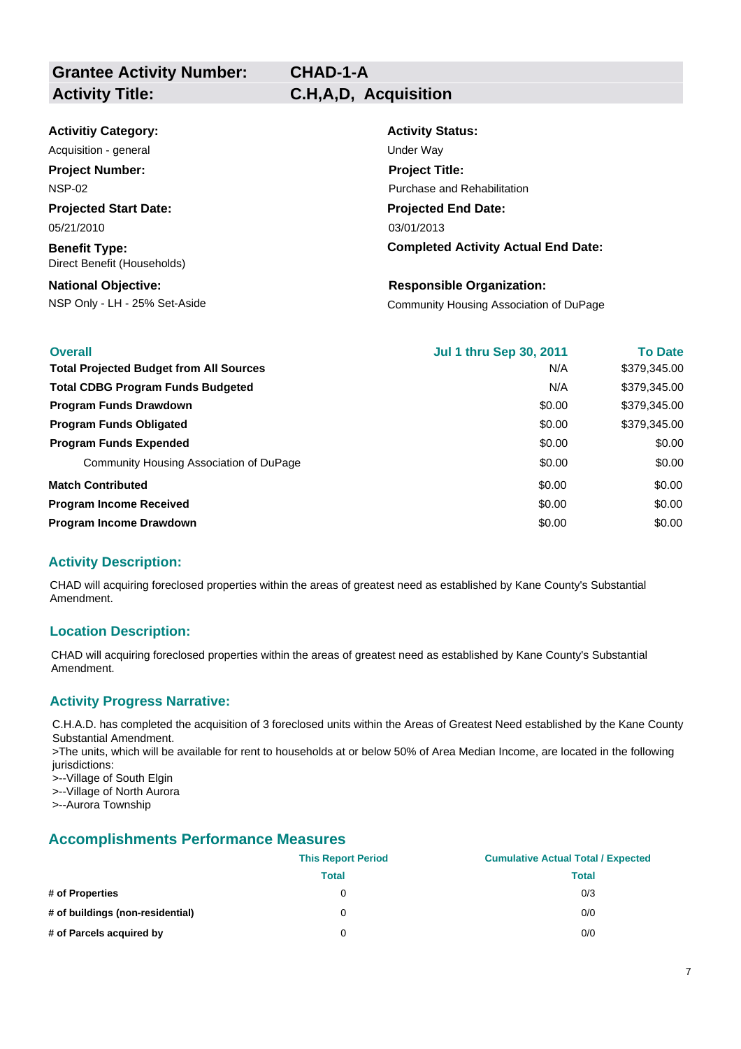| **Grantee Activity Number:** | **CHAD-1-A** |
| --- | --- |
| **Activity Title:** | **C.H,A,D, Acquisition** |

**Activitiy Category:**
Acquisition - general

**Activity Status:**
Under Way

**Project Number:**
NSP-02

**Project Title:**
Purchase and Rehabilitation

**Projected Start Date:**
05/21/2010

**Projected End Date:**
03/01/2013

**Benefit Type:**
Direct Benefit (Households)

**Completed Activity Actual End Date:**

**National Objective:**
NSP Only - LH - 25% Set-Aside

**Responsible Organization:**
Community Housing Association of DuPage

| Overall | Jul 1 thru Sep 30, 2011 | To Date |
| --- | --- | --- |
| **Total Projected Budget from All Sources** | N/A | $379,345.00 |
| **Total CDBG Program Funds Budgeted** | N/A | $379,345.00 |
| **Program Funds Drawdown** | $0.00 | $379,345.00 |
| **Program Funds Obligated** | $0.00 | $379,345.00 |
| **Program Funds Expended** | $0.00 | $0.00 |
| Community Housing Association of DuPage | $0.00 | $0.00 |
| **Match Contributed** | $0.00 | $0.00 |
| **Program Income Received** | $0.00 | $0.00 |
| **Program Income Drawdown** | $0.00 | $0.00 |

## Activity Description:

CHAD will acquiring foreclosed properties within the areas of greatest need as established by Kane County's Substantial Amendment.

## Location Description:

CHAD will acquiring foreclosed properties within the areas of greatest need as established by Kane County's Substantial Amendment.

## Activity Progress Narrative:

C.H.A.D. has completed the acquisition of 3 foreclosed units within the Areas of Greatest Need established by the Kane County Substantial Amendment.
>The units, which will be available for rent to households at or below 50% of Area Median Income, are located in the following jurisdictions:
>--Village of South Elgin
>--Village of North Aurora
>--Aurora Township

## Accomplishments Performance Measures

| | This Report Period | Cumulative Actual Total / Expected |
| --- | --- | --- |
| | Total | Total |
| **# of Properties** | 0 | 0/3 |
| **# of buildings (non-residential)** | 0 | 0/0 |
| **# of Parcels acquired by** | 0 | 0/0 |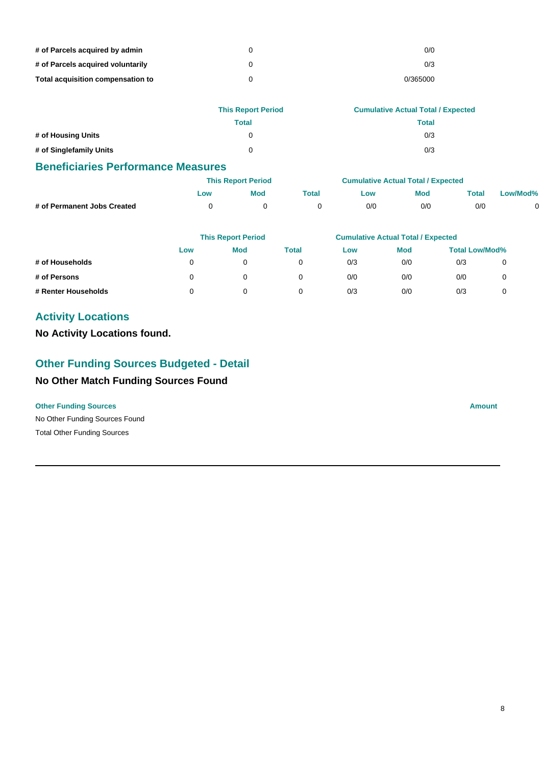| | | |
|---|---|---|
| **# of Parcels acquired by admin** | 0 | 0/0 |
| **# of Parcels acquired voluntarily** | 0 | 0/3 |
| **Total acquisition compensation to** | 0 | 0/365000 |

| | This Report Period | Cumulative Actual Total / Expected |
|---|---|---|
| | Total | Total |
| **# of Housing Units** | 0 | 0/3 |
| **# of Singlefamily Units** | 0 | 0/3 |

## Beneficiaries Performance Measures

| | This Report Period | | | Cumulative Actual Total / Expected | | | |
|---|---|---|---|---|---|---|---|
| | Low | Mod | Total | Low | Mod | Total | Low/Mod% |
| **# of Permanent Jobs Created** | 0 | 0 | 0 | 0/0 | 0/0 | 0/0 | 0 |

| | This Report Period | | | Cumulative Actual Total / Expected | | | |
|---|---|---|---|---|---|---|---|
| | Low | Mod | Total | Low | Mod | Total | Low/Mod% |
| **# of Households** | 0 | 0 | 0 | 0/3 | 0/0 | 0/3 | 0 |
| **# of Persons** | 0 | 0 | 0 | 0/0 | 0/0 | 0/0 | 0 |
| **# Renter Households** | 0 | 0 | 0 | 0/3 | 0/0 | 0/3 | 0 |

## Activity Locations

**No Activity Locations found.**

## Other Funding Sources Budgeted - Detail

**No Other Match Funding Sources Found**

| Other Funding Sources | Amount |
|---|---|
| No Other Funding Sources Found | |
| Total Other Funding Sources | |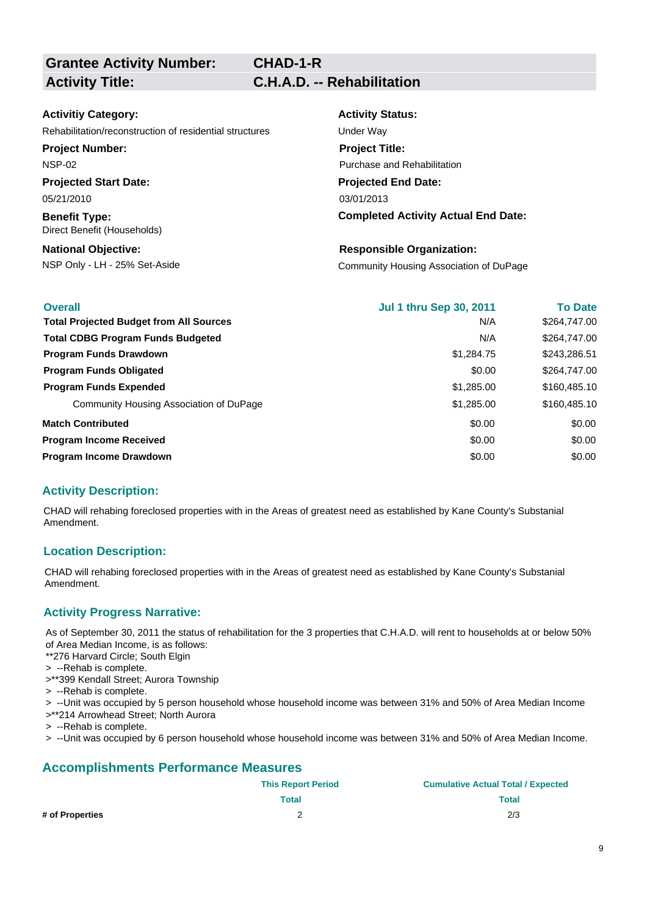| Grantee Activity Number: | CHAD-1-R |
|---|---|
| Activity Title: | C.H.A.D. -- Rehabilitation |

**Activitiy Category:**
Rehabilitation/reconstruction of residential structures

**Activity Status:**
Under Way

**Project Number:**
NSP-02

**Project Title:**
Purchase and Rehabilitation

**Projected Start Date:**
05/21/2010

**Projected End Date:**
03/01/2013

**Benefit Type:**
Direct Benefit (Households)

**Completed Activity Actual End Date:**

**National Objective:**
NSP Only - LH - 25% Set-Aside

**Responsible Organization:**
Community Housing Association of DuPage

| Overall | Jul 1 thru Sep 30, 2011 | To Date |
|---|---|---|
| **Total Projected Budget from All Sources** | N/A | $264,747.00 |
| **Total CDBG Program Funds Budgeted** | N/A | $264,747.00 |
| **Program Funds Drawdown** | $1,284.75 | $243,286.51 |
| **Program Funds Obligated** | $0.00 | $264,747.00 |
| **Program Funds Expended** | $1,285.00 | $160,485.10 |
| Community Housing Association of DuPage | $1,285.00 | $160,485.10 |
| **Match Contributed** | $0.00 | $0.00 |
| **Program Income Received** | $0.00 | $0.00 |
| **Program Income Drawdown** | $0.00 | $0.00 |

## Activity Description:

CHAD will rehabing foreclosed properties with in the Areas of greatest need as established by Kane County's Substanial Amendment.

## Location Description:

CHAD will rehabing foreclosed properties with in the Areas of greatest need as established by Kane County's Substanial Amendment.

## Activity Progress Narrative:

As of September 30, 2011 the status of rehabilitation for the 3 properties that C.H.A.D. will rent to households at or below 50% of Area Median Income, is as follows:
**276 Harvard Circle; South Elgin
> --Rehab is complete.
>**399 Kendall Street; Aurora Township
> --Rehab is complete.
> --Unit was occupied by 5 person household whose household income was between 31% and 50% of Area Median Income
>**214 Arrowhead Street; North Aurora
> --Rehab is complete.
> --Unit was occupied by 6 person household whose household income was between 31% and 50% of Area Median Income.

## Accomplishments Performance Measures

| | This Report Period | Cumulative Actual Total / Expected |
|---|---|---|
| | Total | Total |
| **# of Properties** | 2 | 2/3 |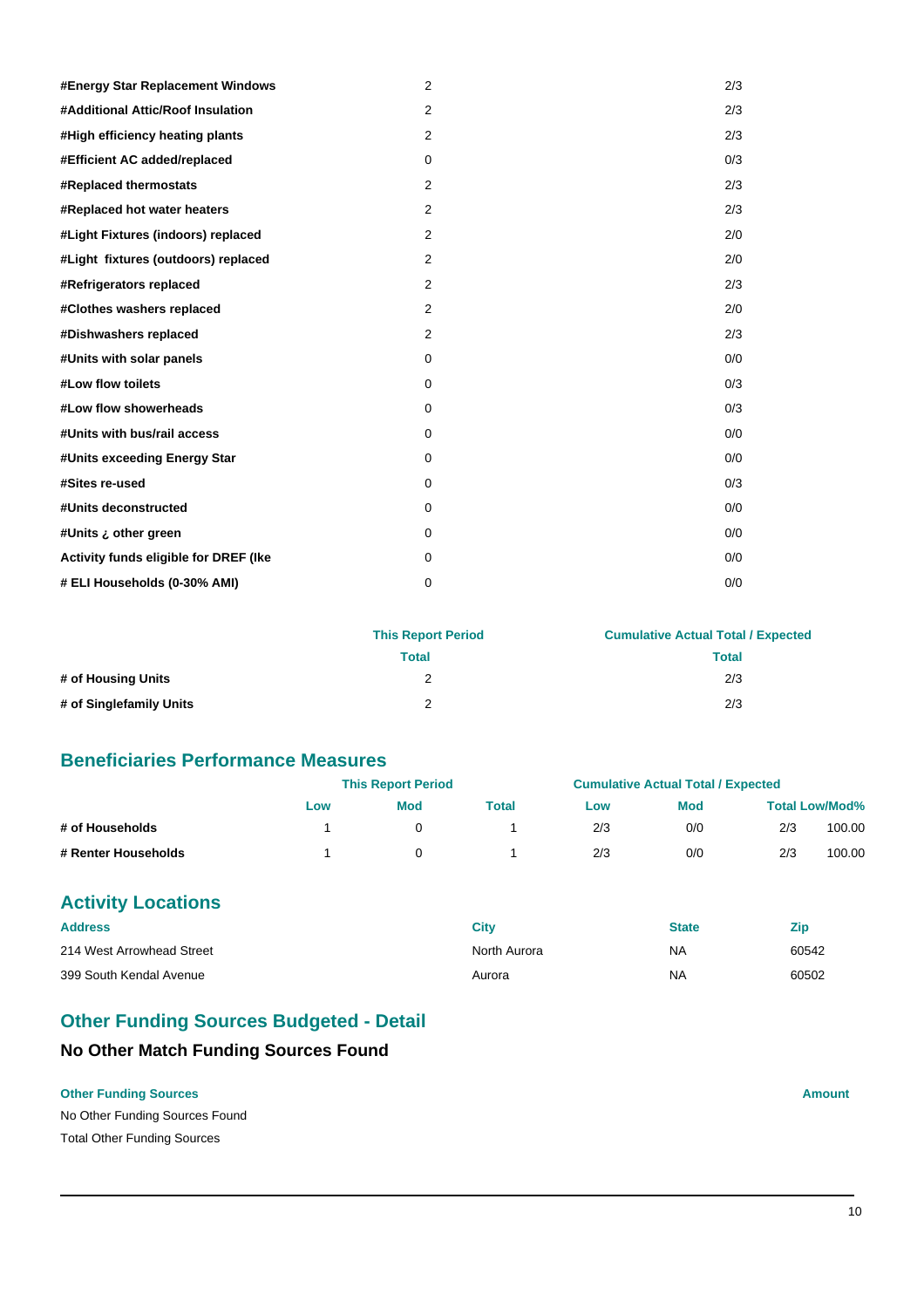| | | |
|---|---|---|
| **#Energy Star Replacement Windows** | 2 | 2/3 |
| **#Additional Attic/Roof Insulation** | 2 | 2/3 |
| **#High efficiency heating plants** | 2 | 2/3 |
| **#Efficient AC added/replaced** | 0 | 0/3 |
| **#Replaced thermostats** | 2 | 2/3 |
| **#Replaced hot water heaters** | 2 | 2/3 |
| **#Light Fixtures (indoors) replaced** | 2 | 2/0 |
| **#Light fixtures (outdoors) replaced** | 2 | 2/0 |
| **#Refrigerators replaced** | 2 | 2/3 |
| **#Clothes washers replaced** | 2 | 2/0 |
| **#Dishwashers replaced** | 2 | 2/3 |
| **#Units with solar panels** | 0 | 0/0 |
| **#Low flow toilets** | 0 | 0/3 |
| **#Low flow showerheads** | 0 | 0/3 |
| **#Units with bus/rail access** | 0 | 0/0 |
| **#Units exceeding Energy Star** | 0 | 0/0 |
| **#Sites re-used** | 0 | 0/3 |
| **#Units deconstructed** | 0 | 0/0 |
| **#Units ¿ other green** | 0 | 0/0 |
| **Activity funds eligible for DREF (Ike** | 0 | 0/0 |
| **# ELI Households (0-30% AMI)** | 0 | 0/0 |

| | This Report Period | Cumulative Actual Total / Expected |
|---|---|---|
| | **Total** | **Total** |
| **# of Housing Units** | 2 | 2/3 |
| **# of Singlefamily Units** | 2 | 2/3 |

## Beneficiaries Performance Measures

| | This Report Period | | | Cumulative Actual Total / Expected | | | |
|---|---|---|---|---|---|---|---|
| | **Low** | **Mod** | **Total** | **Low** | **Mod** | **Total Low/Mod%** | |
| **# of Households** | 1 | 0 | 1 | 2/3 | 0/0 | 2/3 | 100.00 |
| **# Renter Households** | 1 | 0 | 1 | 2/3 | 0/0 | 2/3 | 100.00 |

## Activity Locations

| Address | City | State | Zip |
|---|---|---|---|
| 214 West Arrowhead Street | North Aurora | NA | 60542 |
| 399 South Kendal Avenue | Aurora | NA | 60502 |

## Other Funding Sources Budgeted - Detail

### No Other Match Funding Sources Found

| Other Funding Sources | Amount |
|---|---|
| No Other Funding Sources Found | |
| Total Other Funding Sources | |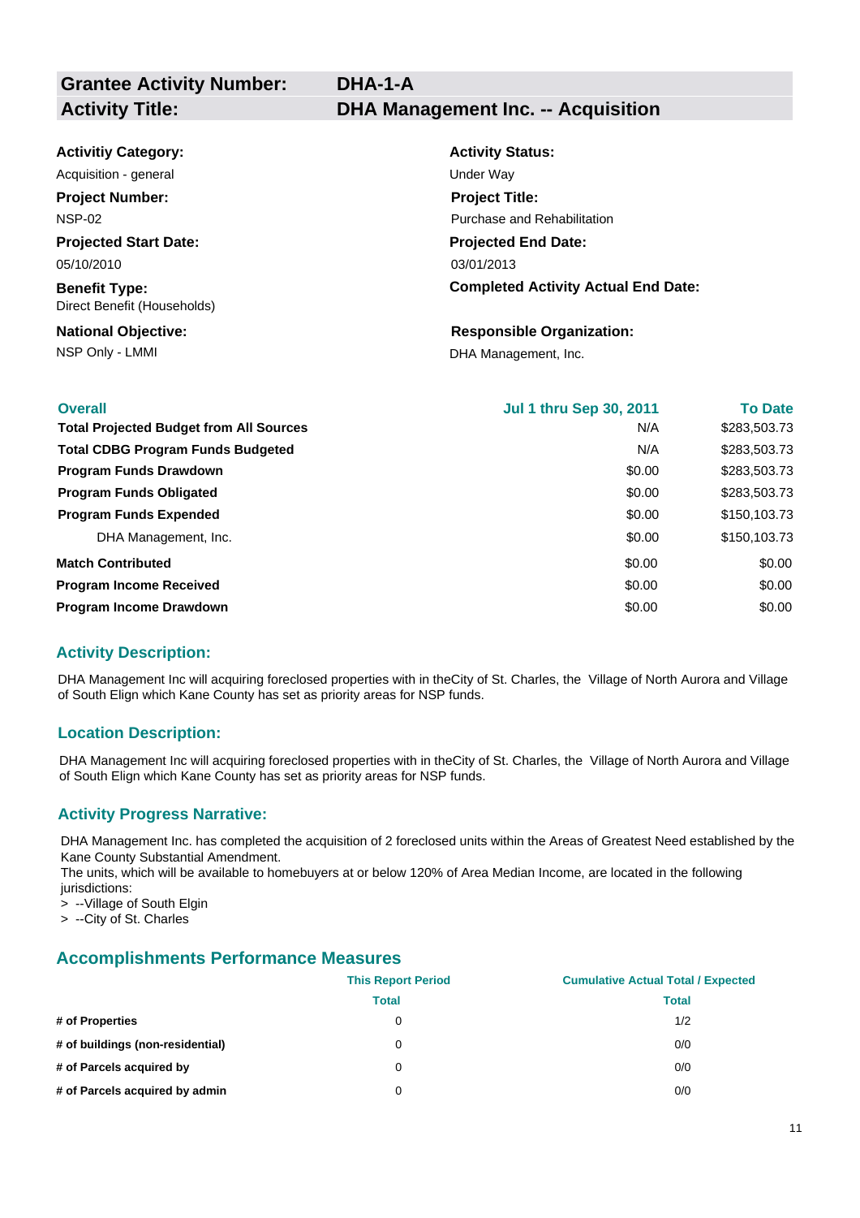| **Grantee Activity Number:** | **DHA-1-A** |
|---|---|
| **Activity Title:** | **DHA Management Inc. -- Acquisition** |

**Activitiy Category:**
Acquisition - general

**Activity Status:**
Under Way

**Project Number:**
NSP-02

**Project Title:**
Purchase and Rehabilitation

**Projected Start Date:**
05/10/2010

**Projected End Date:**
03/01/2013

**Benefit Type:**
Direct Benefit (Households)

**Completed Activity Actual End Date:**

**National Objective:**
NSP Only - LMMI

**Responsible Organization:**
DHA Management, Inc.

| **Overall** | **Jul 1 thru Sep 30, 2011** | **To Date** |
|---|---|---|
| **Total Projected Budget from All Sources** | N/A | $283,503.73 |
| **Total CDBG Program Funds Budgeted** | N/A | $283,503.73 |
| **Program Funds Drawdown** | $0.00 | $283,503.73 |
| **Program Funds Obligated** | $0.00 | $283,503.73 |
| **Program Funds Expended** | $0.00 | $150,103.73 |
| DHA Management, Inc. | $0.00 | $150,103.73 |
| **Match Contributed** | $0.00 | $0.00 |
| **Program Income Received** | $0.00 | $0.00 |
| **Program Income Drawdown** | $0.00 | $0.00 |

## Activity Description:

DHA Management Inc will acquiring foreclosed properties with in theCity of St. Charles, the Village of North Aurora and Village of South Elign which Kane County has set as priority areas for NSP funds.

## Location Description:

DHA Management Inc will acquiring foreclosed properties with in theCity of St. Charles, the Village of North Aurora and Village of South Elign which Kane County has set as priority areas for NSP funds.

## Activity Progress Narrative:

DHA Management Inc. has completed the acquisition of 2 foreclosed units within the Areas of Greatest Need established by the Kane County Substantial Amendment.
The units, which will be available to homebuyers at or below 120% of Area Median Income, are located in the following jurisdictions:
> --Village of South Elgin
> --City of St. Charles

## Accomplishments Performance Measures

| | This Report Period | Cumulative Actual Total / Expected |
|---|---|---|
| | Total | Total |
| **# of Properties** | 0 | 1/2 |
| **# of buildings (non-residential)** | 0 | 0/0 |
| **# of Parcels acquired by** | 0 | 0/0 |
| **# of Parcels acquired by admin** | 0 | 0/0 |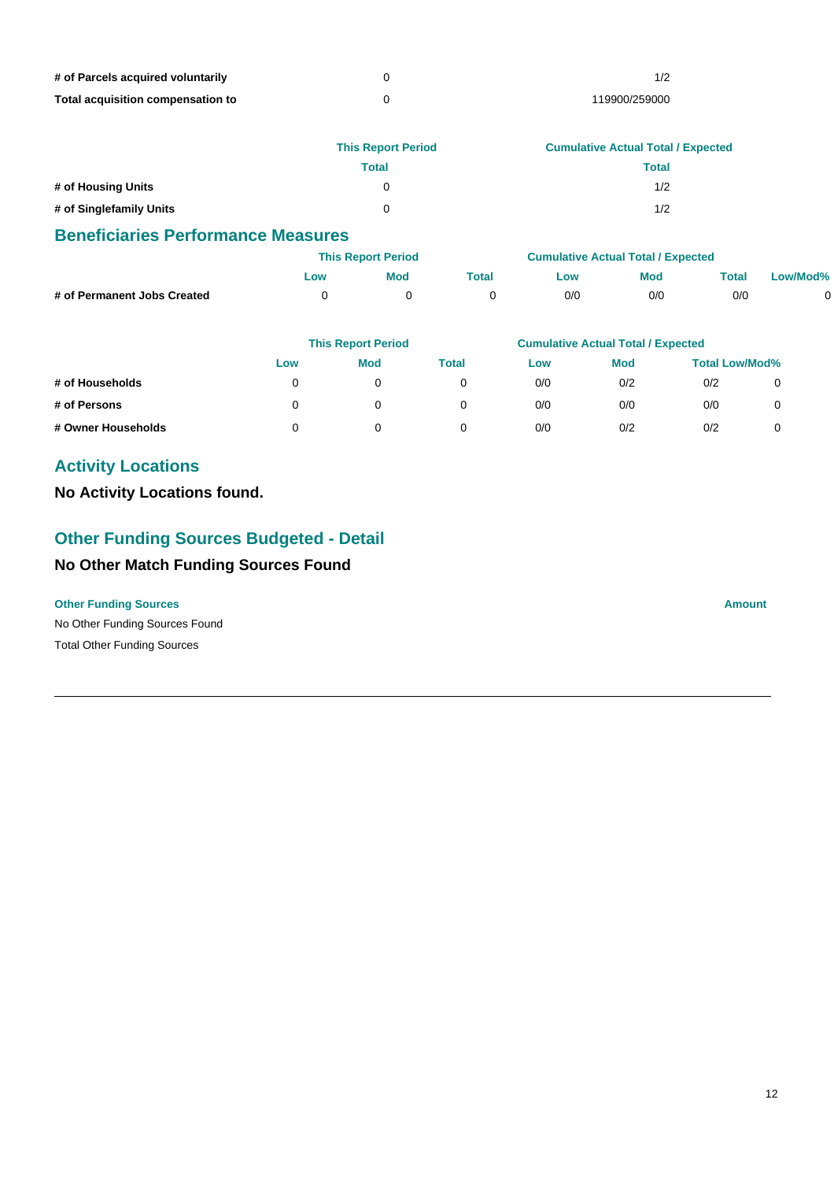| | This Report Period | Cumulative Actual Total / Expected |
|---|---|---|
| # of Parcels acquired voluntarily | 0 | 1/2 |
| Total acquisition compensation to | 0 | 119900/259000 |

| | This Report Period | Cumulative Actual Total / Expected |
|---|---|---|
| | Total | Total |
| # of Housing Units | 0 | 1/2 |
| # of Singlefamily Units | 0 | 1/2 |

## Beneficiaries Performance Measures

| | This Report Period | | | Cumulative Actual Total / Expected | | | |
|---|---|---|---|---|---|---|---|
| | Low | Mod | Total | Low | Mod | Total | Low/Mod% |
| # of Permanent Jobs Created | 0 | 0 | 0 | 0/0 | 0/0 | 0/0 | 0 |

| | This Report Period | | | Cumulative Actual Total / Expected | | | |
|---|---|---|---|---|---|---|---|
| | Low | Mod | Total | Low | Mod | Total | Low/Mod% |
| # of Households | 0 | 0 | 0 | 0/0 | 0/2 | 0/2 | 0 |
| # of Persons | 0 | 0 | 0 | 0/0 | 0/0 | 0/0 | 0 |
| # Owner Households | 0 | 0 | 0 | 0/0 | 0/2 | 0/2 | 0 |

## Activity Locations

**No Activity Locations found.**

## Other Funding Sources Budgeted - Detail

### No Other Match Funding Sources Found

| Other Funding Sources | Amount |
|---|---|
| No Other Funding Sources Found | |
| Total Other Funding Sources | |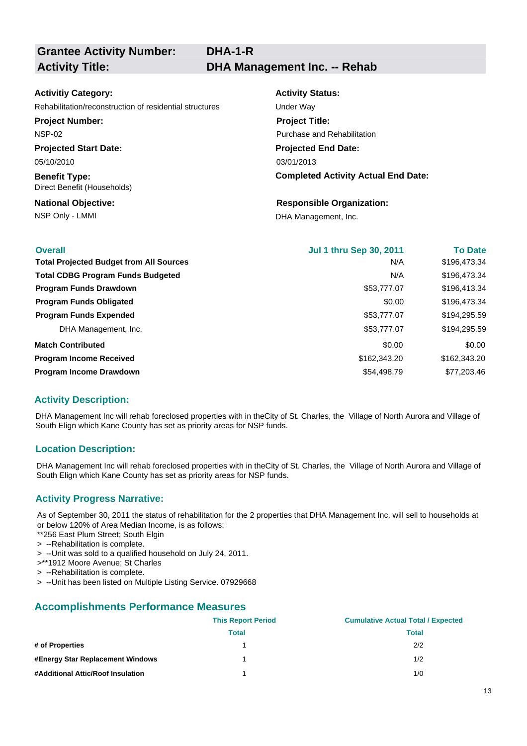| **Grantee Activity Number:** | **DHA-1-R** |
|---|---|
| **Activity Title:** | **DHA Management Inc. -- Rehab** |

**Activitiy Category:**
Rehabilitation/reconstruction of residential structures

**Activity Status:**
Under Way

**Project Number:**
NSP-02

**Project Title:**
Purchase and Rehabilitation

**Projected Start Date:**
05/10/2010

**Projected End Date:**
03/01/2013

**Benefit Type:**
Direct Benefit (Households)

**Completed Activity Actual End Date:**

**National Objective:**
NSP Only - LMMI

**Responsible Organization:**
DHA Management, Inc.

| **Overall** | **Jul 1 thru Sep 30, 2011** | **To Date** |
|---|---|---|
| **Total Projected Budget from All Sources** | N/A | $196,473.34 |
| **Total CDBG Program Funds Budgeted** | N/A | $196,473.34 |
| **Program Funds Drawdown** | $53,777.07 | $196,413.34 |
| **Program Funds Obligated** | $0.00 | $196,473.34 |
| **Program Funds Expended** | $53,777.07 | $194,295.59 |
| DHA Management, Inc. | $53,777.07 | $194,295.59 |
| **Match Contributed** | $0.00 | $0.00 |
| **Program Income Received** | $162,343.20 | $162,343.20 |
| **Program Income Drawdown** | $54,498.79 | $77,203.46 |

## Activity Description:

DHA Management Inc will rehab foreclosed properties with in theCity of St. Charles, the  Village of North Aurora and Village of South Elign which Kane County has set as priority areas for NSP funds.

## Location Description:

DHA Management Inc will rehab foreclosed properties with in theCity of St. Charles, the  Village of North Aurora and Village of South Elign which Kane County has set as priority areas for NSP funds.

## Activity Progress Narrative:

As of September 30, 2011 the status of rehabilitation for the 2 properties that DHA Management Inc. will sell to households at or below 120% of Area Median Income, is as follows:
**256 East Plum Street; South Elgin
> --Rehabilitation is complete.
> --Unit was sold to a qualified household on July 24, 2011.
>**1912 Moore Avenue; St Charles
> --Rehabilitation is complete.
> --Unit has been listed on Multiple Listing Service. 07929668

## Accomplishments Performance Measures

| | This Report Period | Cumulative Actual Total / Expected |
|---|---|---|
| | Total | Total |
| **# of Properties** | 1 | 2/2 |
| **#Energy Star Replacement Windows** | 1 | 1/2 |
| **#Additional Attic/Roof Insulation** | 1 | 1/0 |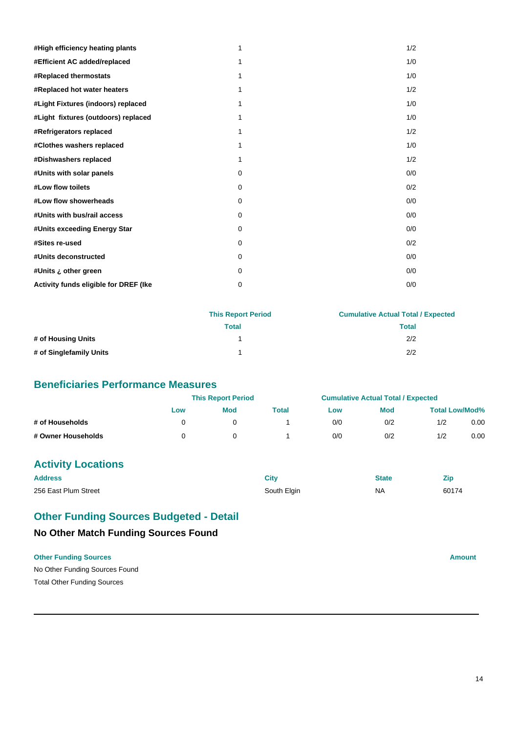| | | |
|---|---|---|
| **#High efficiency heating plants** | 1 | 1/2 |
| **#Efficient AC added/replaced** | 1 | 1/0 |
| **#Replaced thermostats** | 1 | 1/0 |
| **#Replaced hot water heaters** | 1 | 1/2 |
| **#Light Fixtures (indoors) replaced** | 1 | 1/0 |
| **#Light fixtures (outdoors) replaced** | 1 | 1/0 |
| **#Refrigerators replaced** | 1 | 1/2 |
| **#Clothes washers replaced** | 1 | 1/0 |
| **#Dishwashers replaced** | 1 | 1/2 |
| **#Units with solar panels** | 0 | 0/0 |
| **#Low flow toilets** | 0 | 0/2 |
| **#Low flow showerheads** | 0 | 0/0 |
| **#Units with bus/rail access** | 0 | 0/0 |
| **#Units exceeding Energy Star** | 0 | 0/0 |
| **#Sites re-used** | 0 | 0/2 |
| **#Units deconstructed** | 0 | 0/0 |
| **#Units ¿ other green** | 0 | 0/0 |
| **Activity funds eligible for DREF (Ike** | 0 | 0/0 |

| | This Report Period | Cumulative Actual Total / Expected |
|---|---|---|
| | Total | Total |
| **# of Housing Units** | 1 | 2/2 |
| **# of Singlefamily Units** | 1 | 2/2 |

## Beneficiaries Performance Measures

| | This Report Period | | | Cumulative Actual Total / Expected | | | |
|---|---|---|---|---|---|---|---|
| | Low | Mod | Total | Low | Mod | Total Low/Mod% | |
| **# of Households** | 0 | 0 | 1 | 0/0 | 0/2 | 1/2 | 0.00 |
| **# Owner Households** | 0 | 0 | 1 | 0/0 | 0/2 | 1/2 | 0.00 |

## Activity Locations

| Address | City | State | Zip |
|---|---|---|---|
| 256 East Plum Street | South Elgin | NA | 60174 |

## Other Funding Sources Budgeted - Detail

### No Other Match Funding Sources Found

| Other Funding Sources | Amount |
|---|---|
| No Other Funding Sources Found | |
| Total Other Funding Sources | |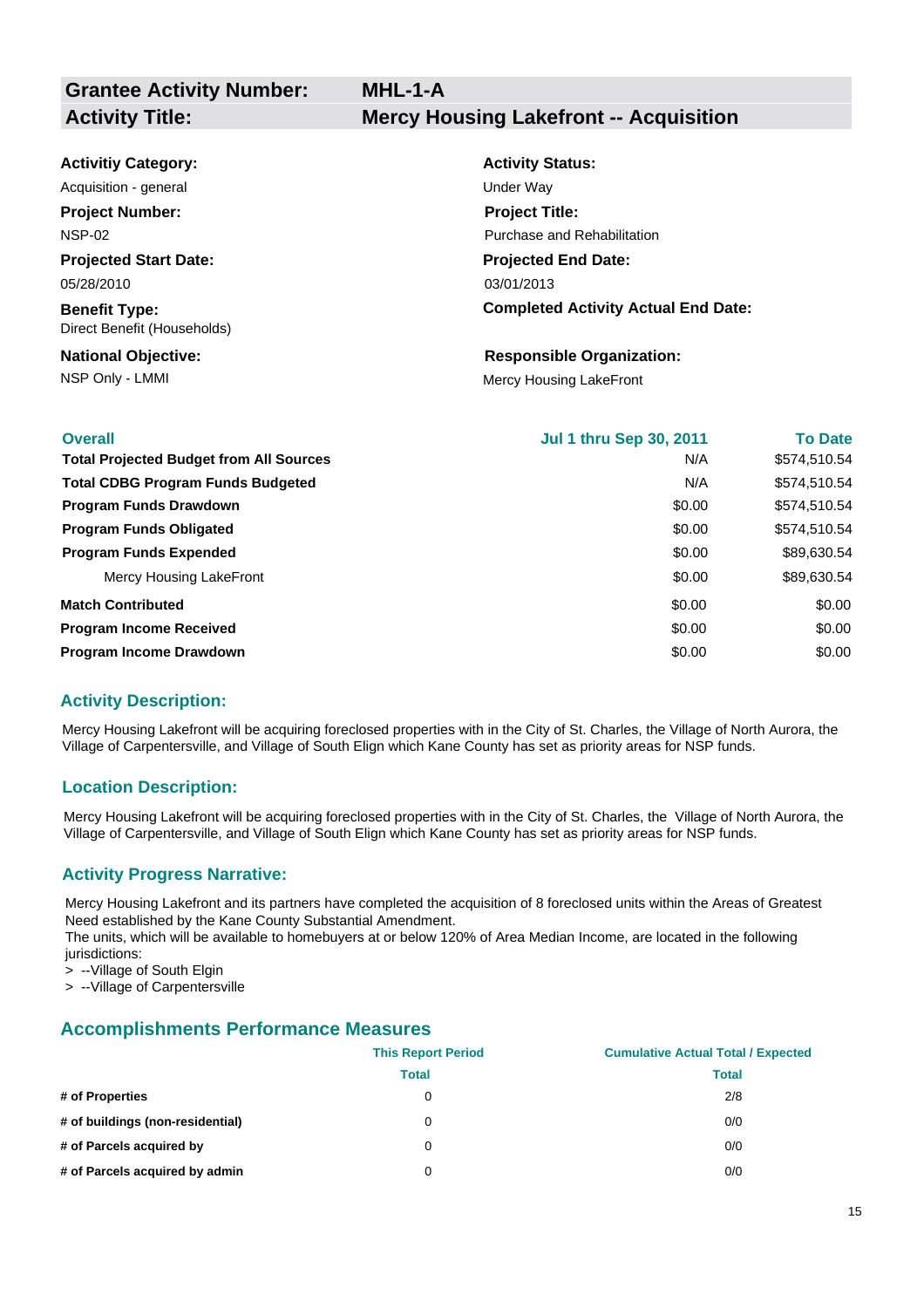| **Grantee Activity Number:** | **MHL-1-A** |
|---|---|
| **Activity Title:** | **Mercy Housing Lakefront -- Acquisition** |

**Activitiy Category:**
Acquisition - general

**Activity Status:**
Under Way

**Project Number:**
NSP-02

**Project Title:**
Purchase and Rehabilitation

**Projected Start Date:**
05/28/2010

**Projected End Date:**
03/01/2013

**Benefit Type:**
Direct Benefit (Households)

**Completed Activity Actual End Date:**

**National Objective:**
NSP Only - LMMI

**Responsible Organization:**
Mercy Housing LakeFront

| Overall | Jul 1 thru Sep 30, 2011 | To Date |
|---|---|---|
| **Total Projected Budget from All Sources** | N/A | $574,510.54 |
| **Total CDBG Program Funds Budgeted** | N/A | $574,510.54 |
| **Program Funds Drawdown** | $0.00 | $574,510.54 |
| **Program Funds Obligated** | $0.00 | $574,510.54 |
| **Program Funds Expended** | $0.00 | $89,630.54 |
| Mercy Housing LakeFront | $0.00 | $89,630.54 |
| **Match Contributed** | $0.00 | $0.00 |
| **Program Income Received** | $0.00 | $0.00 |
| **Program Income Drawdown** | $0.00 | $0.00 |

## Activity Description:

Mercy Housing Lakefront will be acquiring foreclosed properties with in the City of St. Charles, the Village of North Aurora, the Village of Carpentersville, and Village of South Elign which Kane County has set as priority areas for NSP funds.

## Location Description:

Mercy Housing Lakefront will be acquiring foreclosed properties with in the City of St. Charles, the Village of North Aurora, the Village of Carpentersville, and Village of South Elign which Kane County has set as priority areas for NSP funds.

## Activity Progress Narrative:

Mercy Housing Lakefront and its partners have completed the acquisition of 8 foreclosed units within the Areas of Greatest Need established by the Kane County Substantial Amendment.
The units, which will be available to homebuyers at or below 120% of Area Median Income, are located in the following jurisdictions:
> --Village of South Elgin
> --Village of Carpentersville

## Accomplishments Performance Measures

| | This Report Period | Cumulative Actual Total / Expected |
|---|---|---|
| | Total | Total |
| **# of Properties** | 0 | 2/8 |
| **# of buildings (non-residential)** | 0 | 0/0 |
| **# of Parcels acquired by** | 0 | 0/0 |
| **# of Parcels acquired by admin** | 0 | 0/0 |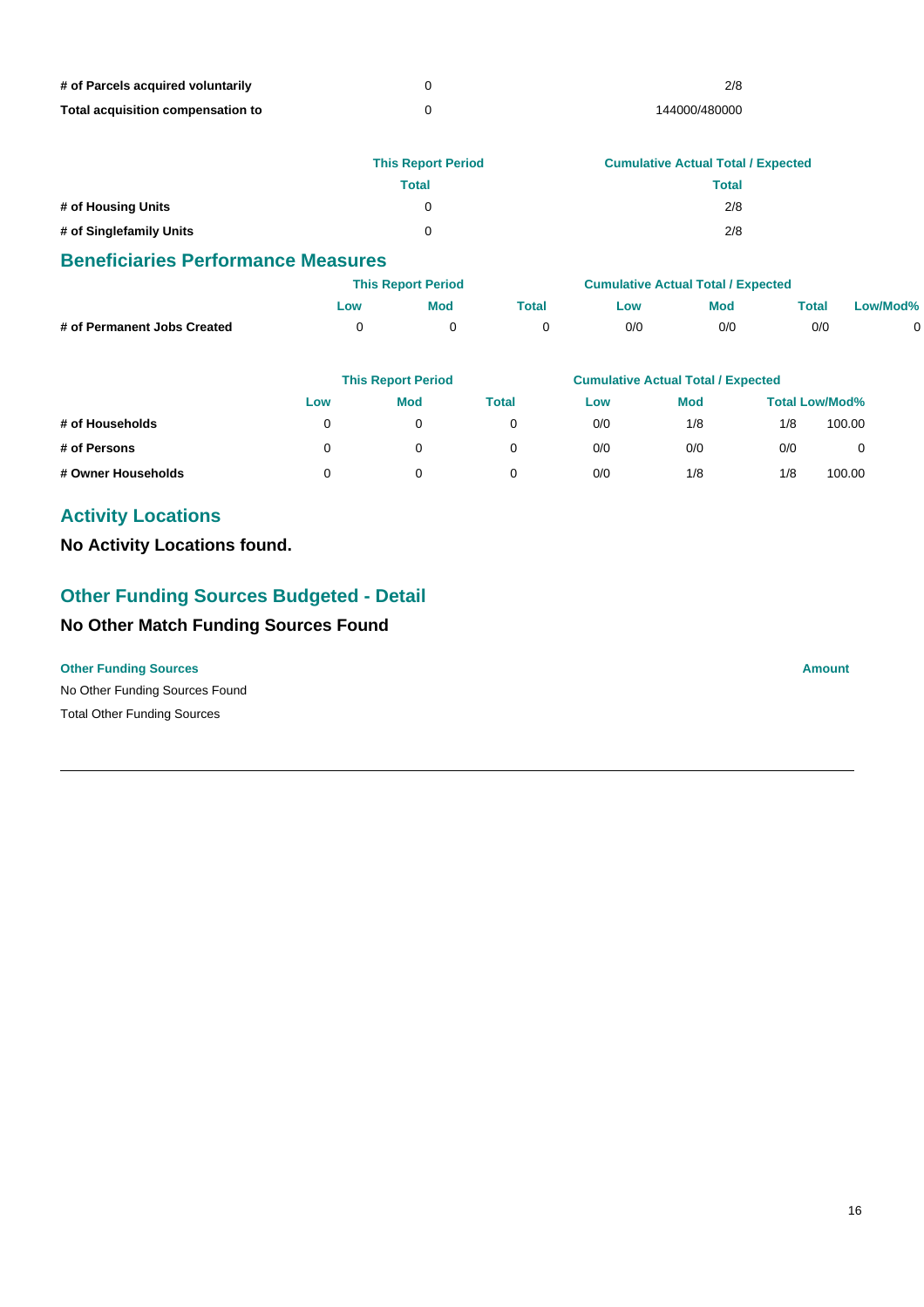| | This Report Period | Cumulative Actual Total / Expected |
|---|---|---|
| # of Parcels acquired voluntarily | 0 | 2/8 |
| Total acquisition compensation to | 0 | 144000/480000 |

| | This Report Period | Cumulative Actual Total / Expected |
|---|---|---|
| | Total | Total |
| # of Housing Units | 0 | 2/8 |
| # of Singlefamily Units | 0 | 2/8 |

## Beneficiaries Performance Measures

| | This Report Period | | | Cumulative Actual Total / Expected | | | |
|---|---|---|---|---|---|---|---|
| | Low | Mod | Total | Low | Mod | Total | Low/Mod% |
| # of Permanent Jobs Created | 0 | 0 | 0 | 0/0 | 0/0 | 0/0 | 0 |

| | This Report Period | | | Cumulative Actual Total / Expected | | | |
|---|---|---|---|---|---|---|---|
| | Low | Mod | Total | Low | Mod | Total | Low/Mod% |
| # of Households | 0 | 0 | 0 | 0/0 | 1/8 | 1/8 | 100.00 |
| # of Persons | 0 | 0 | 0 | 0/0 | 0/0 | 0/0 | 0 |
| # Owner Households | 0 | 0 | 0 | 0/0 | 1/8 | 1/8 | 100.00 |

## Activity Locations

**No Activity Locations found.**

## Other Funding Sources Budgeted - Detail

**No Other Match Funding Sources Found**

| Other Funding Sources | Amount |
|---|---|
| No Other Funding Sources Found | |
| Total Other Funding Sources | |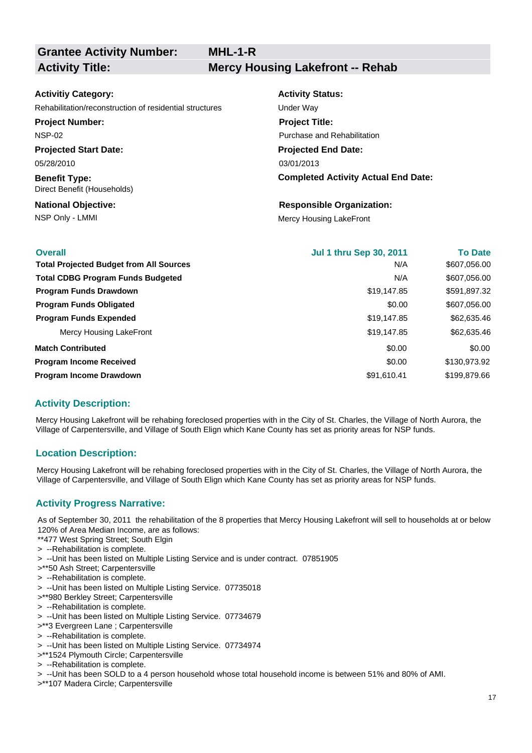| **Grantee Activity Number:** | **MHL-1-R** |
|---|---|
| **Activity Title:** | **Mercy Housing Lakefront -- Rehab** |

**Activitiy Category:**
Rehabilitation/reconstruction of residential structures

**Activity Status:**
Under Way

**Project Number:**
NSP-02

**Project Title:**
Purchase and Rehabilitation

**Projected Start Date:**
05/28/2010

**Projected End Date:**
03/01/2013

**Benefit Type:**
Direct Benefit (Households)

**Completed Activity Actual End Date:**

**National Objective:**
NSP Only - LMMI

**Responsible Organization:**
Mercy Housing LakeFront

| Overall | Jul 1 thru Sep 30, 2011 | To Date |
|---|---|---|
| **Total Projected Budget from All Sources** | N/A | $607,056.00 |
| **Total CDBG Program Funds Budgeted** | N/A | $607,056.00 |
| **Program Funds Drawdown** | $19,147.85 | $591,897.32 |
| **Program Funds Obligated** | $0.00 | $607,056.00 |
| **Program Funds Expended** | $19,147.85 | $62,635.46 |
| Mercy Housing LakeFront | $19,147.85 | $62,635.46 |
| **Match Contributed** | $0.00 | $0.00 |
| **Program Income Received** | $0.00 | $130,973.92 |
| **Program Income Drawdown** | $91,610.41 | $199,879.66 |

## Activity Description:

Mercy Housing Lakefront will be rehabing foreclosed properties with in the City of St. Charles, the Village of North Aurora, the Village of Carpentersville, and Village of South Elign which Kane County has set as priority areas for NSP funds.

## Location Description:

Mercy Housing Lakefront will be rehabing foreclosed properties with in the City of St. Charles, the Village of North Aurora, the Village of Carpentersville, and Village of South Elign which Kane County has set as priority areas for NSP funds.

## Activity Progress Narrative:

As of September 30, 2011 the rehabilitation of the 8 properties that Mercy Housing Lakefront will sell to households at or below 120% of Area Median Income, are as follows:
**477 West Spring Street; South Elgin
> --Rehabilitation is complete.
> --Unit has been listed on Multiple Listing Service and is under contract. 07851905
>**50 Ash Street; Carpentersville
> --Rehabilitation is complete.
> --Unit has been listed on Multiple Listing Service. 07735018
>**980 Berkley Street; Carpentersville
> --Rehabilitation is complete.
> --Unit has been listed on Multiple Listing Service. 07734679
>**3 Evergreen Lane ; Carpentersville
> --Rehabilitation is complete.
> --Unit has been listed on Multiple Listing Service. 07734974
>**1524 Plymouth Circle; Carpentersville
> --Rehabilitation is complete.
> --Unit has been SOLD to a 4 person household whose total household income is between 51% and 80% of AMI.
>**107 Madera Circle; Carpentersville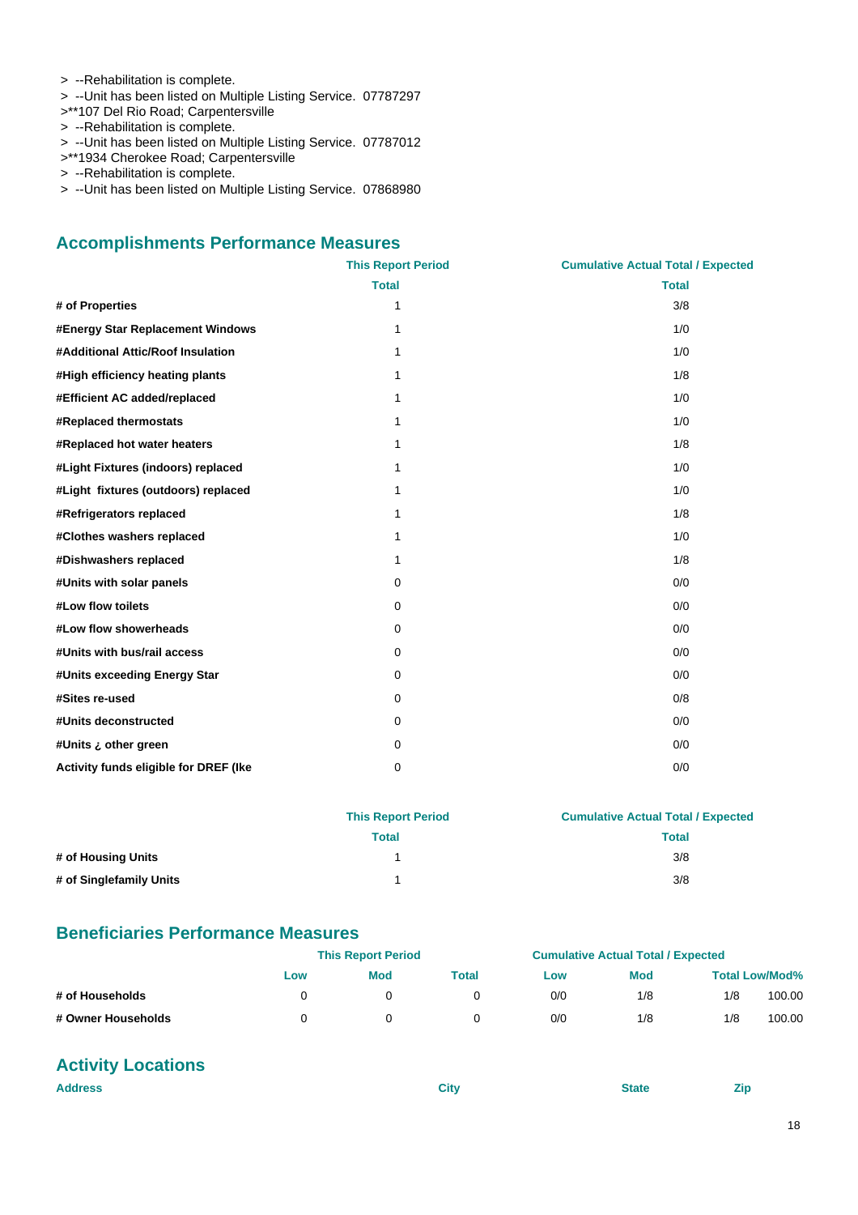> --Rehabilitation is complete.
> --Unit has been listed on Multiple Listing Service.  07787297
>**107 Del Rio Road; Carpentersville
> --Rehabilitation is complete.
> --Unit has been listed on Multiple Listing Service.  07787012
>**1934 Cherokee Road; Carpentersville
> --Rehabilitation is complete.
> --Unit has been listed on Multiple Listing Service.  07868980

## Accomplishments Performance Measures

| | This Report Period | Cumulative Actual Total / Expected |
|---|---|---|
| | Total | Total |
| **# of Properties** | 1 | 3/8 |
| **#Energy Star Replacement Windows** | 1 | 1/0 |
| **#Additional Attic/Roof Insulation** | 1 | 1/0 |
| **#High efficiency heating plants** | 1 | 1/8 |
| **#Efficient AC added/replaced** | 1 | 1/0 |
| **#Replaced thermostats** | 1 | 1/0 |
| **#Replaced hot water heaters** | 1 | 1/8 |
| **#Light Fixtures (indoors) replaced** | 1 | 1/0 |
| **#Light fixtures (outdoors) replaced** | 1 | 1/0 |
| **#Refrigerators replaced** | 1 | 1/8 |
| **#Clothes washers replaced** | 1 | 1/0 |
| **#Dishwashers replaced** | 1 | 1/8 |
| **#Units with solar panels** | 0 | 0/0 |
| **#Low flow toilets** | 0 | 0/0 |
| **#Low flow showerheads** | 0 | 0/0 |
| **#Units with bus/rail access** | 0 | 0/0 |
| **#Units exceeding Energy Star** | 0 | 0/0 |
| **#Sites re-used** | 0 | 0/8 |
| **#Units deconstructed** | 0 | 0/0 |
| **#Units ¿ other green** | 0 | 0/0 |
| **Activity funds eligible for DREF (Ike** | 0 | 0/0 |

| | This Report Period | Cumulative Actual Total / Expected |
|---|---|---|
| | Total | Total |
| **# of Housing Units** | 1 | 3/8 |
| **# of Singlefamily Units** | 1 | 3/8 |

## Beneficiaries Performance Measures

| | This Report Period | | | Cumulative Actual Total / Expected | | | |
|---|---|---|---|---|---|---|---|
| | Low | Mod | Total | Low | Mod | Total | Low/Mod% |
| **# of Households** | 0 | 0 | 0 | 0/0 | 1/8 | 1/8 | 100.00 |
| **# Owner Households** | 0 | 0 | 0 | 0/0 | 1/8 | 1/8 | 100.00 |

## Activity Locations

| Address | City | State | Zip |
|---|---|---|---|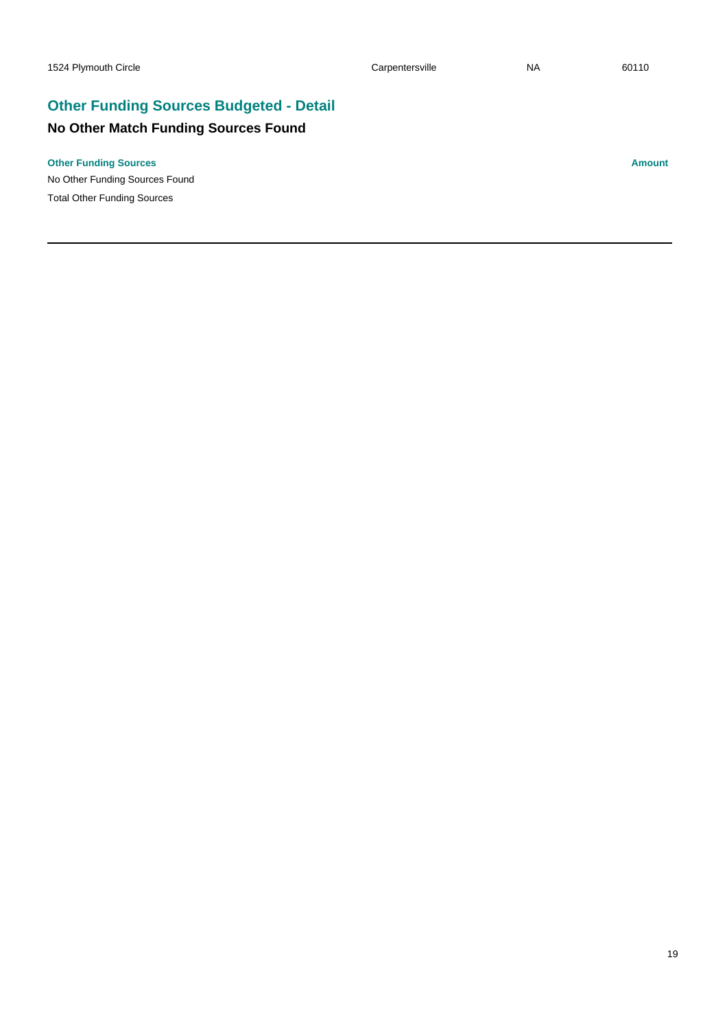| | | | |
|---|---|---|---|
| 1524 Plymouth Circle | Carpentersville | NA | 60110 |

## Other Funding Sources Budgeted - Detail

### No Other Match Funding Sources Found

| Other Funding Sources | Amount |
|---|---|
| No Other Funding Sources Found | |
| Total Other Funding Sources | |